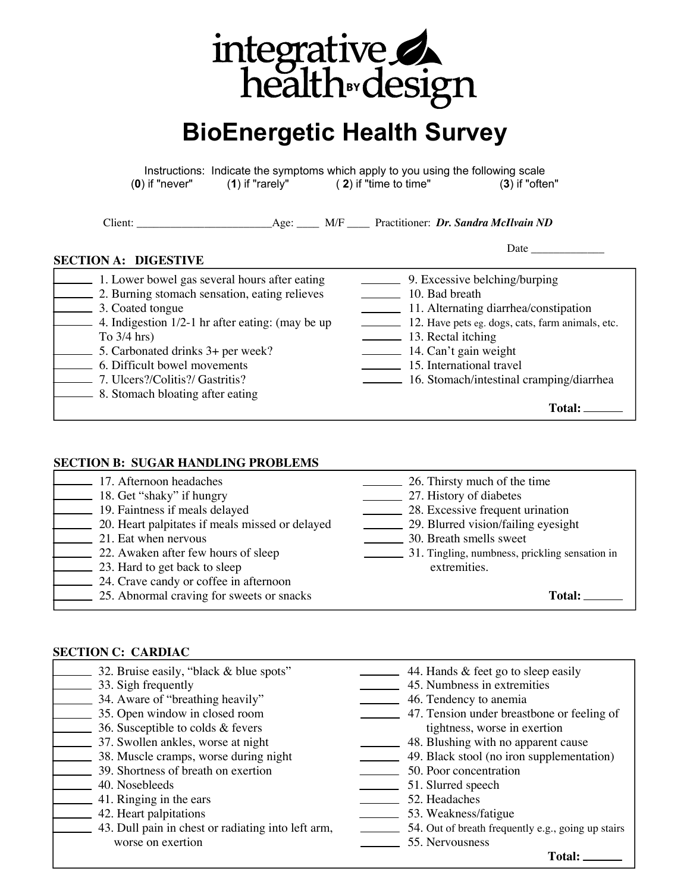integrative health BY design

# BioEnergetic Health Survey

Instructions: Indicate the symptoms which apply to you using the following scale
(**0**) if "never" (**1**) if "rarely" ( **2**) if "time to time" (**3**) if "often"

Client: ________________________Age: ____ M/F ____ Practitioner: ***Dr. Sandra McIlvain ND***

Date _____________

## SECTION A: DIGESTIVE

_______ 1. Lower bowel gas several hours after eating
_______ 2. Burning stomach sensation, eating relieves
_______ 3. Coated tongue
_______ 4. Indigestion 1/2-1 hr after eating: (may be up To 3/4 hrs)
_______ 5. Carbonated drinks 3+ per week?
_______ 6. Difficult bowel movements
_______ 7. Ulcers?/Colitis?/ Gastritis?
_______ 8. Stomach bloating after eating
_______ 9. Excessive belching/burping
_______ 10. Bad breath
_______ 11. Alternating diarrhea/constipation
_______ 12. Have pets eg. dogs, cats, farm animals, etc.
_______ 13. Rectal itching
_______ 14. Can't gain weight
_______ 15. International travel
_______ 16. Stomach/intestinal cramping/diarrhea

**Total:** _______

## SECTION B: SUGAR HANDLING PROBLEMS

_______ 17. Afternoon headaches
_______ 18. Get "shaky" if hungry
_______ 19. Faintness if meals delayed
_______ 20. Heart palpitates if meals missed or delayed
_______ 21. Eat when nervous
_______ 22. Awaken after few hours of sleep
_______ 23. Hard to get back to sleep
_______ 24. Crave candy or coffee in afternoon
_______ 25. Abnormal craving for sweets or snacks
_______ 26. Thirsty much of the time
_______ 27. History of diabetes
_______ 28. Excessive frequent urination
_______ 29. Blurred vision/failing eyesight
_______ 30. Breath smells sweet
_______ 31. Tingling, numbness, prickling sensation in extremities.

**Total:** _______

## SECTION C: CARDIAC

_______ 32. Bruise easily, "black & blue spots"
_______ 33. Sigh frequently
_______ 34. Aware of "breathing heavily"
_______ 35. Open window in closed room
_______ 36. Susceptible to colds & fevers
_______ 37. Swollen ankles, worse at night
_______ 38. Muscle cramps, worse during night
_______ 39. Shortness of breath on exertion
_______ 40. Nosebleeds
_______ 41. Ringing in the ears
_______ 42. Heart palpitations
_______ 43. Dull pain in chest or radiating into left arm, worse on exertion
_______ 44. Hands & feet go to sleep easily
_______ 45. Numbness in extremities
_______ 46. Tendency to anemia
_______ 47. Tension under breastbone or feeling of tightness, worse in exertion
_______ 48. Blushing with no apparent cause
_______ 49. Black stool (no iron supplementation)
_______ 50. Poor concentration
_______ 51. Slurred speech
_______ 52. Headaches
_______ 53. Weakness/fatigue
_______ 54. Out of breath frequently e.g., going up stairs
_______ 55. Nervousness

**Total:** _______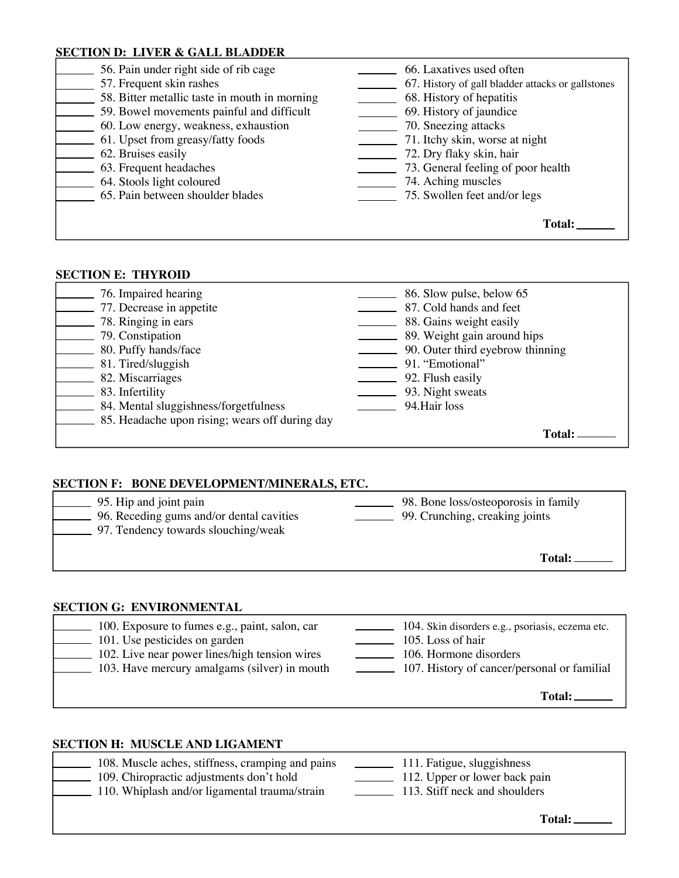## SECTION D: LIVER & GALL BLADDER

______ 56. Pain under right side of rib cage
______ 57. Frequent skin rashes
______ 58. Bitter metallic taste in mouth in morning
______ 59. Bowel movements painful and difficult
______ 60. Low energy, weakness, exhaustion
______ 61. Upset from greasy/fatty foods
______ 62. Bruises easily
______ 63. Frequent headaches
______ 64. Stools light coloured
______ 65. Pain between shoulder blades
______ 66. Laxatives used often
______ 67. History of gall bladder attacks or gallstones
______ 68. History of hepatitis
______ 69. History of jaundice
______ 70. Sneezing attacks
______ 71. Itchy skin, worse at night
______ 72. Dry flaky skin, hair
______ 73. General feeling of poor health
______ 74. Aching muscles
______ 75. Swollen feet and/or legs

**Total:** ______

## SECTION E: THYROID

______ 76. Impaired hearing
______ 77. Decrease in appetite
______ 78. Ringing in ears
______ 79. Constipation
______ 80. Puffy hands/face
______ 81. Tired/sluggish
______ 82. Miscarriages
______ 83. Infertility
______ 84. Mental sluggishness/forgetfulness
______ 85. Headache upon rising; wears off during day
______ 86. Slow pulse, below 65
______ 87. Cold hands and feet
______ 88. Gains weight easily
______ 89. Weight gain around hips
______ 90. Outer third eyebrow thinning
______ 91. "Emotional"
______ 92. Flush easily
______ 93. Night sweats
______ 94.Hair loss

**Total:** ______

## SECTION F: BONE DEVELOPMENT/MINERALS, ETC.

______ 95. Hip and joint pain
______ 96. Receding gums and/or dental cavities
______ 97. Tendency towards slouching/weak
______ 98. Bone loss/osteoporosis in family
______ 99. Crunching, creaking joints

**Total:** ______

## SECTION G: ENVIRONMENTAL

______ 100. Exposure to fumes e.g., paint, salon, car
______ 101. Use pesticides on garden
______ 102. Live near power lines/high tension wires
______ 103. Have mercury amalgams (silver) in mouth
______ 104. Skin disorders e.g., psoriasis, eczema etc.
______ 105. Loss of hair
______ 106. Hormone disorders
______ 107. History of cancer/personal or familial

**Total:** ______

## SECTION H: MUSCLE AND LIGAMENT

______ 108. Muscle aches, stiffness, cramping and pains
______ 109. Chiropractic adjustments don't hold
______ 110. Whiplash and/or ligamental trauma/strain
______ 111. Fatigue, sluggishness
______ 112. Upper or lower back pain
______ 113. Stiff neck and shoulders

**Total:** ______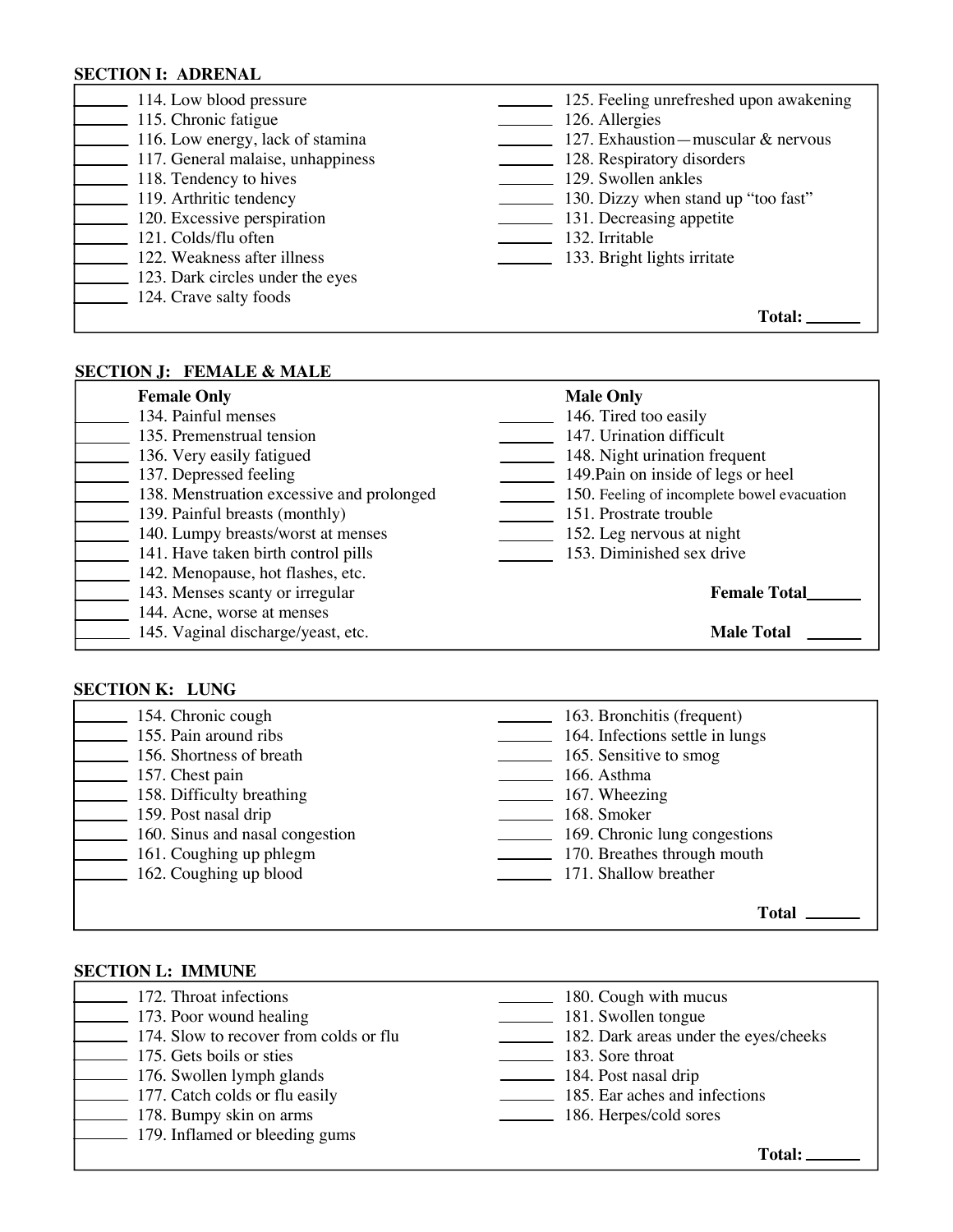## SECTION I: ADRENAL

- ______ 114. Low blood pressure
- ______ 115. Chronic fatigue
- ______ 116. Low energy, lack of stamina
- ______ 117. General malaise, unhappiness
- ______ 118. Tendency to hives
- ______ 119. Arthritic tendency
- ______ 120. Excessive perspiration
- ______ 121. Colds/flu often
- ______ 122. Weakness after illness
- ______ 123. Dark circles under the eyes
- ______ 124. Crave salty foods
- ______ 125. Feeling unrefreshed upon awakening
- ______ 126. Allergies
- ______ 127. Exhaustion—muscular & nervous
- ______ 128. Respiratory disorders
- ______ 129. Swollen ankles
- ______ 130. Dizzy when stand up “too fast”
- ______ 131. Decreasing appetite
- ______ 132. Irritable
- ______ 133. Bright lights irritate

**Total:** ______

## SECTION J: FEMALE & MALE

**Female Only**

- ______ 134. Painful menses
- ______ 135. Premenstrual tension
- ______ 136. Very easily fatigued
- ______ 137. Depressed feeling
- ______ 138. Menstruation excessive and prolonged
- ______ 139. Painful breasts (monthly)
- ______ 140. Lumpy breasts/worst at menses
- ______ 141. Have taken birth control pills
- ______ 142. Menopause, hot flashes, etc.
- ______ 143. Menses scanty or irregular
- ______ 144. Acne, worse at menses
- ______ 145. Vaginal discharge/yeast, etc.

**Male Only**

- ______ 146. Tired too easily
- ______ 147. Urination difficult
- ______ 148. Night urination frequent
- ______ 149.Pain on inside of legs or heel
- ______ 150. Feeling of incomplete bowel evacuation
- ______ 151. Prostrate trouble
- ______ 152. Leg nervous at night
- ______ 153. Diminished sex drive

**Female Total** ______

**Male Total** ______

## SECTION K: LUNG

- ______ 154. Chronic cough
- ______ 155. Pain around ribs
- ______ 156. Shortness of breath
- ______ 157. Chest pain
- ______ 158. Difficulty breathing
- ______ 159. Post nasal drip
- ______ 160. Sinus and nasal congestion
- ______ 161. Coughing up phlegm
- ______ 162. Coughing up blood
- ______ 163. Bronchitis (frequent)
- ______ 164. Infections settle in lungs
- ______ 165. Sensitive to smog
- ______ 166. Asthma
- ______ 167. Wheezing
- ______ 168. Smoker
- ______ 169. Chronic lung congestions
- ______ 170. Breathes through mouth
- ______ 171. Shallow breather

**Total** ______

## SECTION L: IMMUNE

- ______ 172. Throat infections
- ______ 173. Poor wound healing
- ______ 174. Slow to recover from colds or flu
- ______ 175. Gets boils or sties
- ______ 176. Swollen lymph glands
- ______ 177. Catch colds or flu easily
- ______ 178. Bumpy skin on arms
- ______ 179. Inflamed or bleeding gums
- ______ 180. Cough with mucus
- ______ 181. Swollen tongue
- ______ 182. Dark areas under the eyes/cheeks
- ______ 183. Sore throat
- ______ 184. Post nasal drip
- ______ 185. Ear aches and infections
- ______ 186. Herpes/cold sores

**Total:** ______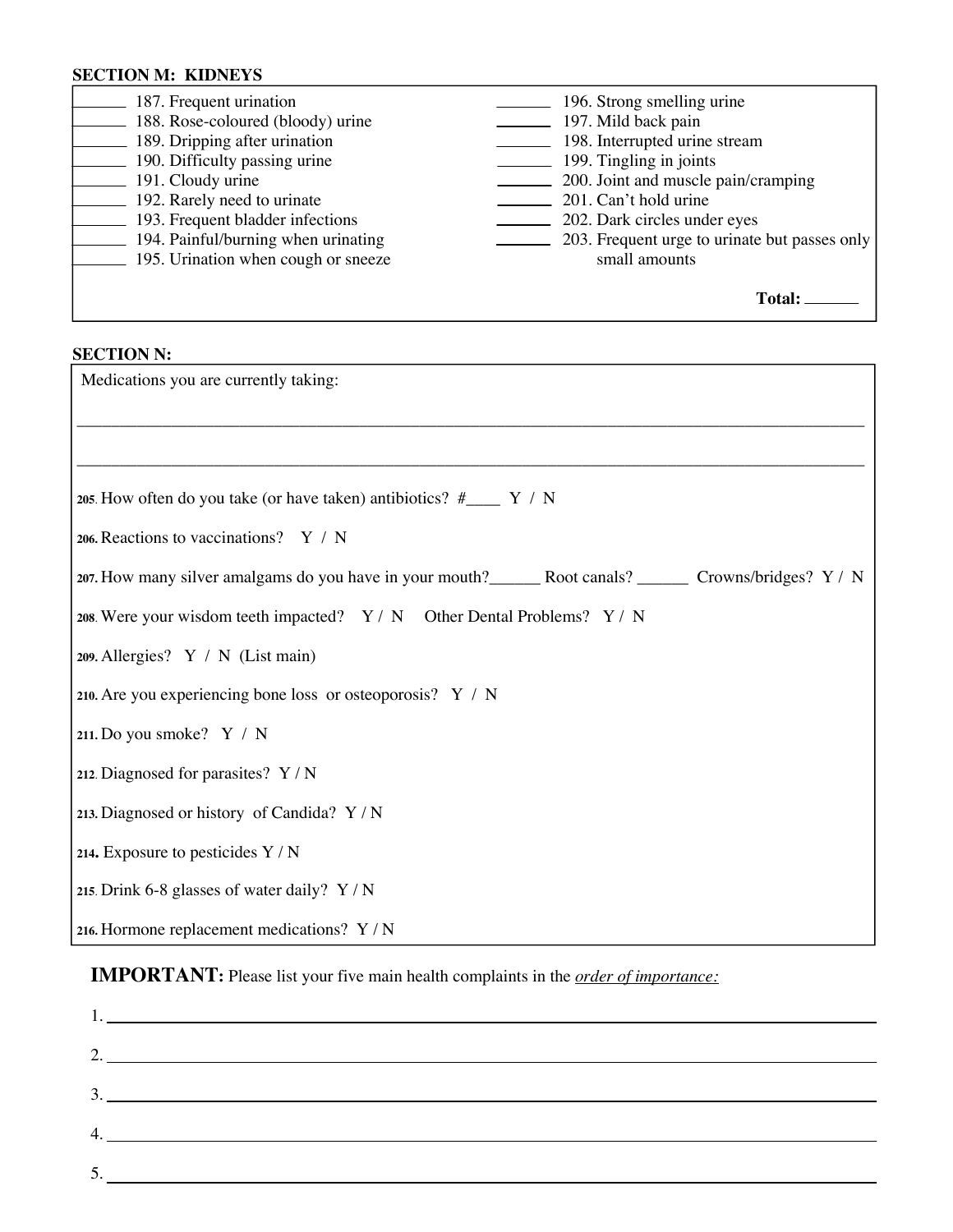**SECTION M: KIDNEYS**

_______ 187. Frequent urination
_______ 188. Rose-coloured (bloody) urine
_______ 189. Dripping after urination
_______ 190. Difficulty passing urine
_______ 191. Cloudy urine
_______ 192. Rarely need to urinate
_______ 193. Frequent bladder infections
_______ 194. Painful/burning when urinating
_______ 195. Urination when cough or sneeze
_______ 196. Strong smelling urine
_______ 197. Mild back pain
_______ 198. Interrupted urine stream
_______ 199. Tingling in joints
_______ 200. Joint and muscle pain/cramping
_______ 201. Can't hold urine
_______ 202. Dark circles under eyes
_______ 203. Frequent urge to urinate but passes only small amounts

**Total:** _______

**SECTION N:**

Medications you are currently taking:

_______________________________________________________________________________________

_______________________________________________________________________________________

205. How often do you take (or have taken) antibiotics? #____ Y / N

206. Reactions to vaccinations? Y / N

207. How many silver amalgams do you have in your mouth?______ Root canals? ______ Crowns/bridges? Y / N

208. Were your wisdom teeth impacted? Y / N Other Dental Problems? Y / N

209. Allergies? Y / N (List main)

210. Are you experiencing bone loss or osteoporosis? Y / N

211. Do you smoke? Y / N

212. Diagnosed for parasites? Y / N

213. Diagnosed or history of Candida? Y / N

214. Exposure to pesticides Y / N

215. Drink 6-8 glasses of water daily? Y / N

216. Hormone replacement medications? Y / N

**IMPORTANT:** Please list your five main health complaints in the *order of importance:*

1. _______________________________________________________________________________

2. _______________________________________________________________________________

3. _______________________________________________________________________________

4. _______________________________________________________________________________

5. _______________________________________________________________________________